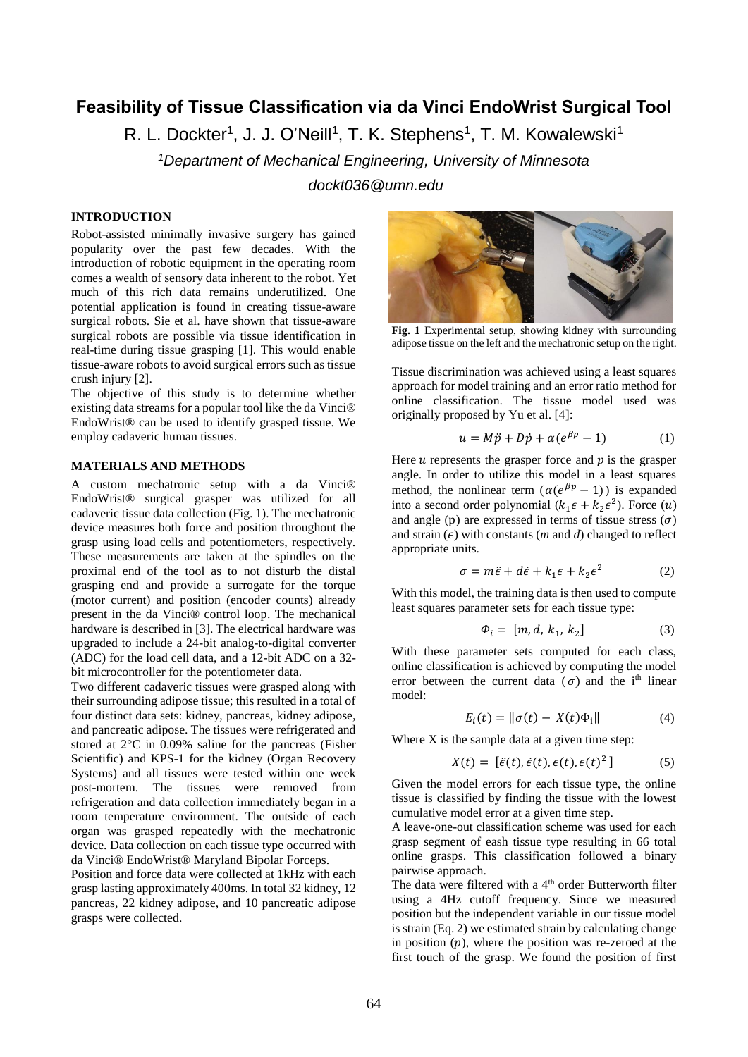# Feasibility of Tissue Classification via da Vinci EndoWrist Surgical Tool

R. L. Dockter[1], J. J. O'Neill[1], T. K. Stephens[1], T. M. Kowalewski[1]

[1]*Department of Mechanical Engineering, University of Minnesota*

*dockt036@umn.edu*

## INTRODUCTION

Robot-assisted minimally invasive surgery has gained popularity over the past few decades. With the introduction of robotic equipment in the operating room comes a wealth of sensory data inherent to the robot. Yet much of this rich data remains underutilized. One potential application is found in creating tissue-aware surgical robots. Sie et al. have shown that tissue-aware surgical robots are possible via tissue identification in real-time during tissue grasping [1]. This would enable tissue-aware robots to avoid surgical errors such as tissue crush injury [2].

The objective of this study is to determine whether existing data streams for a popular tool like the da Vinci® EndoWrist® can be used to identify grasped tissue. We employ cadaveric human tissues.

## MATERIALS AND METHODS

A custom mechatronic setup with a da Vinci® EndoWrist® surgical grasper was utilized for all cadaveric tissue data collection (Fig. 1). The mechatronic device measures both force and position throughout the grasp using load cells and potentiometers, respectively. These measurements are taken at the spindles on the proximal end of the tool as to not disturb the distal grasping end and provide a surrogate for the torque (motor current) and position (encoder counts) already present in the da Vinci® control loop. The mechanical hardware is described in [3]. The electrical hardware was upgraded to include a 24-bit analog-to-digital converter (ADC) for the load cell data, and a 12-bit ADC on a 32-bit microcontroller for the potentiometer data.

Two different cadaveric tissues were grasped along with their surrounding adipose tissue; this resulted in a total of four distinct data sets: kidney, pancreas, kidney adipose, and pancreatic adipose. The tissues were refrigerated and stored at 2°C in 0.09% saline for the pancreas (Fisher Scientific) and KPS-1 for the kidney (Organ Recovery Systems) and all tissues were tested within one week post-mortem. The tissues were removed from refrigeration and data collection immediately began in a room temperature environment. The outside of each organ was grasped repeatedly with the mechatronic device. Data collection on each tissue type occurred with da Vinci® EndoWrist® Maryland Bipolar Forceps.

Position and force data were collected at 1kHz with each grasp lasting approximately 400ms. In total 32 kidney, 12 pancreas, 22 kidney adipose, and 10 pancreatic adipose grasps were collected.

**Fig. 1** Experimental setup, showing kidney with surrounding adipose tissue on the left and the mechatronic setup on the right.

Tissue discrimination was achieved using a least squares approach for model training and an error ratio method for online classification. The tissue model used was originally proposed by Yu et al. [4]:

$$u = M\ddot{p} + D\dot{p} + \alpha(e^{\beta p} - 1) \qquad (1)$$

Here $u$ represents the grasper force and $p$ is the grasper angle. In order to utilize this model in a least squares method, the nonlinear term ($\alpha(e^{\beta p} - 1)$) is expanded into a second order polynomial ($k_1\epsilon + k_2\epsilon^2$). Force ($u$) and angle (p) are expressed in terms of tissue stress ($\sigma$) and strain ($\epsilon$) with constants ($m$ and $d$) changed to reflect appropriate units.

$$\sigma = m\ddot{\epsilon} + d\dot{\epsilon} + k_1\epsilon + k_2\epsilon^2 \qquad (2)$$

With this model, the training data is then used to compute least squares parameter sets for each tissue type:

$$\Phi_i = [m, d, k_1, k_2] \qquad (3)$$

With these parameter sets computed for each class, online classification is achieved by computing the model error between the current data ($\sigma$) and the i$^{th}$ linear model:

$$E_i(t) = \|\sigma(t) - X(t)\Phi_i\| \qquad (4)$$

Where X is the sample data at a given time step:

$$X(t) = [\ddot{\epsilon}(t), \dot{\epsilon}(t), \epsilon(t), \epsilon(t)^2] \qquad (5)$$

Given the model errors for each tissue type, the online tissue is classified by finding the tissue with the lowest cumulative model error at a given time step.

A leave-one-out classification scheme was used for each grasp segment of eash tissue type resulting in 66 total online grasps. This classification followed a binary pairwise approach.

The data were filtered with a 4$^{th}$ order Butterworth filter using a 4Hz cutoff frequency. Since we measured position but the independent variable in our tissue model is strain (Eq. 2) we estimated strain by calculating change in position ($p$), where the position was re-zeroed at the first touch of the grasp. We found the position of first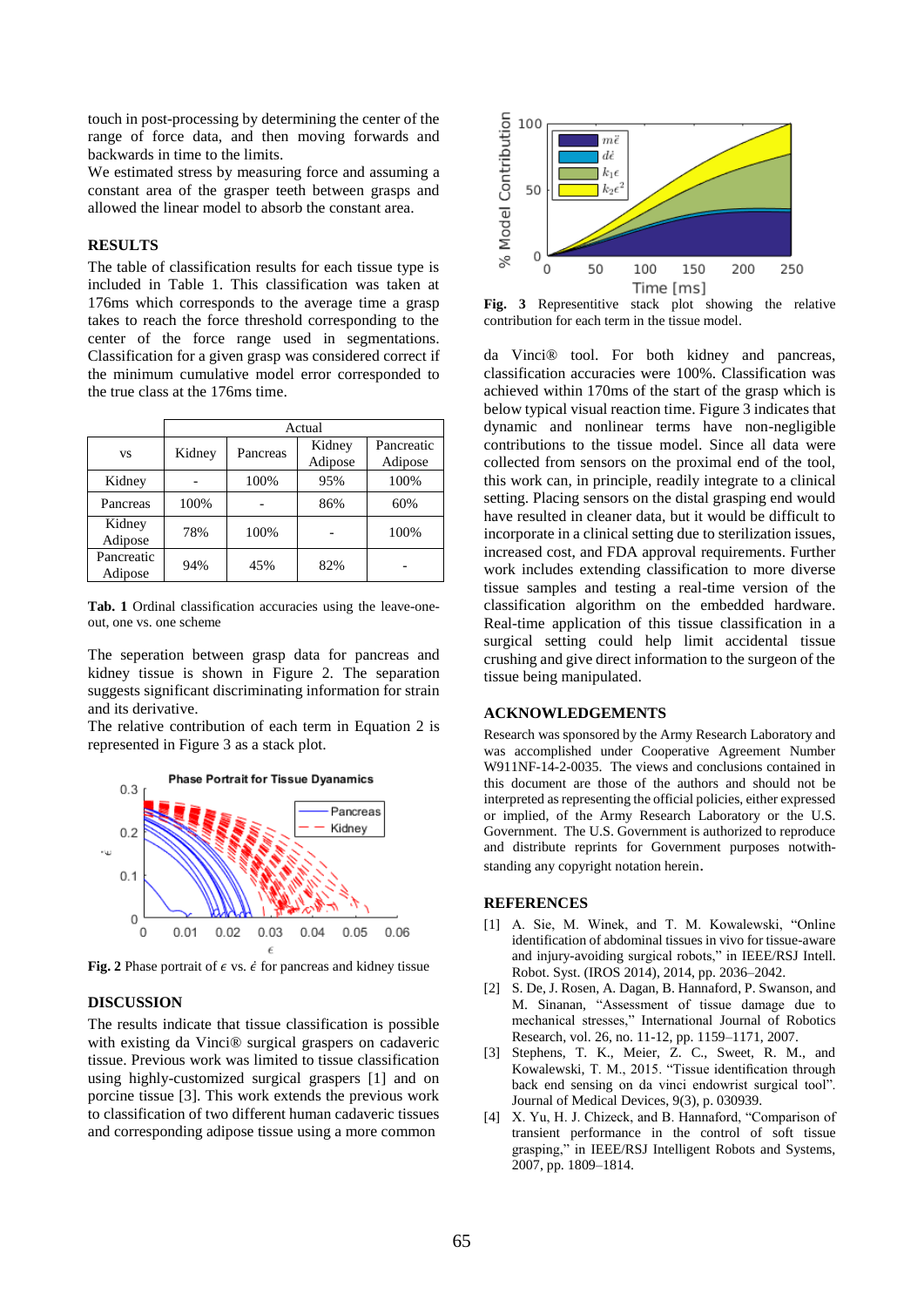touch in post-processing by determining the center of the range of force data, and then moving forwards and backwards in time to the limits.

We estimated stress by measuring force and assuming a constant area of the grasper teeth between grasps and allowed the linear model to absorb the constant area.

## RESULTS

The table of classification results for each tissue type is included in Table 1. This classification was taken at 176ms which corresponds to the average time a grasp takes to reach the force threshold corresponding to the center of the force range used in segmentations. Classification for a given grasp was considered correct if the minimum cumulative model error corresponded to the true class at the 176ms time.

| | Actual | | | |
|---|---|---|---|---|
| vs | Kidney | Pancreas | Kidney Adipose | Pancreatic Adipose |
| Kidney | - | 100% | 95% | 100% |
| Pancreas | 100% | - | 86% | 60% |
| Kidney Adipose | 78% | 100% | - | 100% |
| Pancreatic Adipose | 94% | 45% | 82% | - |

**Tab. 1** Ordinal classification accuracies using the leave-one-out, one vs. one scheme

The seperation between grasp data for pancreas and kidney tissue is shown in Figure 2. The separation suggests significant discriminating information for strain and its derivative.

The relative contribution of each term in Equation 2 is represented in Figure 3 as a stack plot.

Phase Portrait for Tissue Dyanamics

Pancreas
Kidney

0.3
0.2
0.1
0
$\dot{\epsilon}$

0
0.01
0.02
0.03
0.04
0.05
0.06
$\epsilon$

**Fig. 2** Phase portrait of $\epsilon$ vs. $\dot{\epsilon}$ for pancreas and kidney tissue

## DISCUSSION

The results indicate that tissue classification is possible with existing da Vinci® surgical graspers on cadaveric tissue. Previous work was limited to tissue classification using highly-customized surgical graspers [1] and on porcine tissue [3]. This work extends the previous work to classification of two different human cadaveric tissues and corresponding adipose tissue using a more common da Vinci® tool. For both kidney and pancreas, classification accuracies were 100%. Classification was achieved within 170ms of the start of the grasp which is below typical visual reaction time. Figure 3 indicates that dynamic and nonlinear terms have non-negligible contributions to the tissue model. Since all data were collected from sensors on the proximal end of the tool, this work can, in principle, readily integrate to a clinical setting. Placing sensors on the distal grasping end would have resulted in cleaner data, but it would be difficult to incorporate in a clinical setting due to sterilization issues, increased cost, and FDA approval requirements. Further work includes extending classification to more diverse tissue samples and testing a real-time version of the classification algorithm on the embedded hardware. Real-time application of this tissue classification in a surgical setting could help limit accidental tissue crushing and give direct information to the surgeon of the tissue being manipulated.

% Model Contribution

100
50
0

$m\ddot{\epsilon}$
$d\dot{\epsilon}$
$k_1\epsilon$
$k_2\epsilon^2$

0
50
100
150
200
250
Time [ms]

**Fig. 3** Representitive stack plot showing the relative contribution for each term in the tissue model.

## ACKNOWLEDGEMENTS

Research was sponsored by the Army Research Laboratory and was accomplished under Cooperative Agreement Number W911NF-14-2-0035. The views and conclusions contained in this document are those of the authors and should not be interpreted as representing the official policies, either expressed or implied, of the Army Research Laboratory or the U.S. Government. The U.S. Government is authorized to reproduce and distribute reprints for Government purposes notwithstanding any copyright notation herein.

## REFERENCES

[1] A. Sie, M. Winek, and T. M. Kowalewski, "Online identification of abdominal tissues in vivo for tissue-aware and injury-avoiding surgical robots," in IEEE/RSJ Intell. Robot. Syst. (IROS 2014), 2014, pp. 2036–2042.

[2] S. De, J. Rosen, A. Dagan, B. Hannaford, P. Swanson, and M. Sinanan, "Assessment of tissue damage due to mechanical stresses," International Journal of Robotics Research, vol. 26, no. 11-12, pp. 1159–1171, 2007.

[3] Stephens, T. K., Meier, Z. C., Sweet, R. M., and Kowalewski, T. M., 2015. "Tissue identification through back end sensing on da vinci endowrist surgical tool". Journal of Medical Devices, 9(3), p. 030939.

[4] X. Yu, H. J. Chizeck, and B. Hannaford, "Comparison of transient performance in the control of soft tissue grasping," in IEEE/RSJ Intelligent Robots and Systems, 2007, pp. 1809–1814.